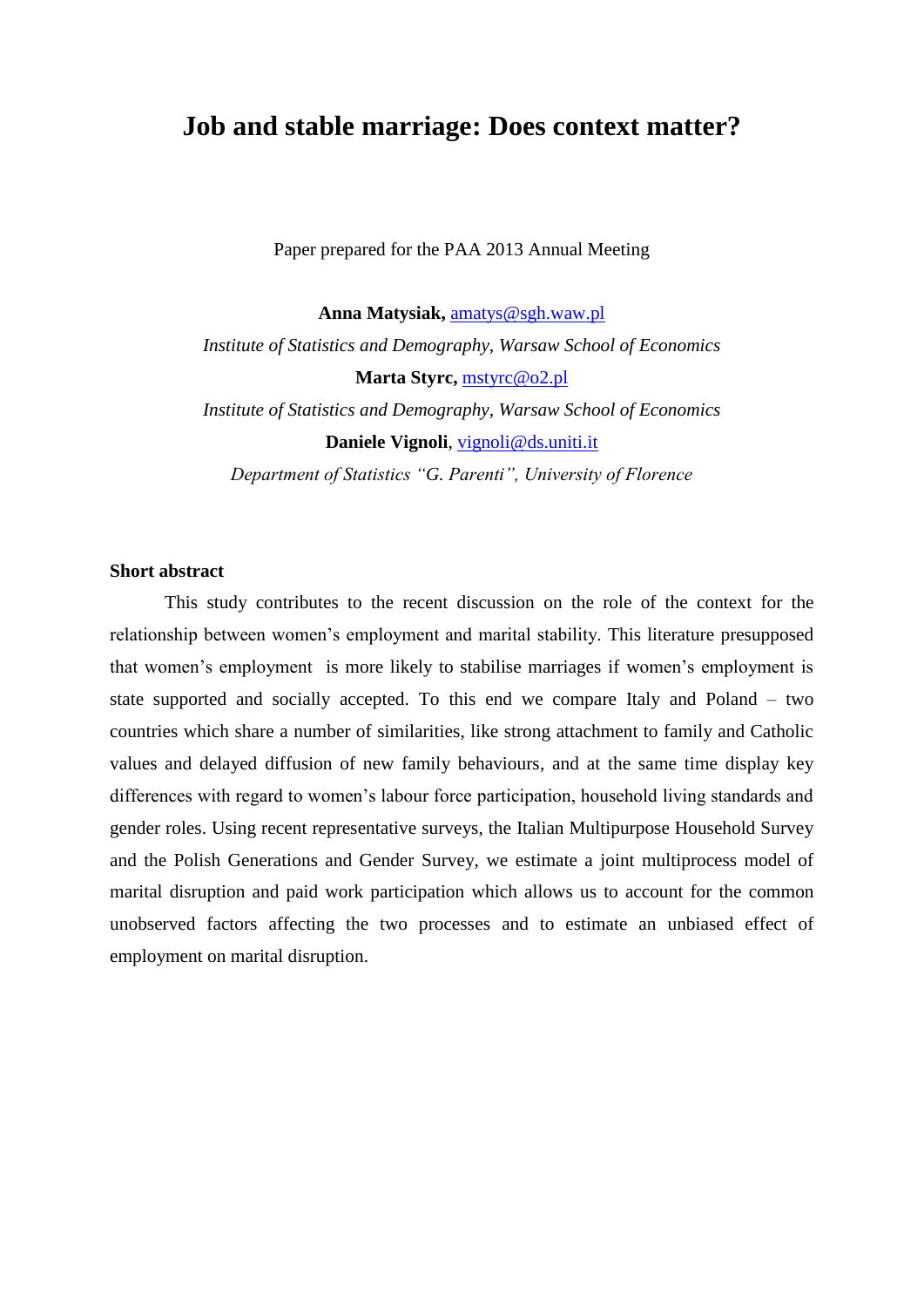# Job and stable marriage: Does context matter?

Paper prepared for the PAA 2013 Annual Meeting

**Anna Matysiak,** amatys@sgh.waw.pl

*Institute of Statistics and Demography, Warsaw School of Economics*

**Marta Styrc,** mstyrc@o2.pl

*Institute of Statistics and Demography, Warsaw School of Economics*

**Daniele Vignoli**, vignoli@ds.uniti.it

*Department of Statistics "G. Parenti", University of Florence*

## Short abstract

This study contributes to the recent discussion on the role of the context for the relationship between women's employment and marital stability. This literature presupposed that women's employment is more likely to stabilise marriages if women's employment is state supported and socially accepted. To this end we compare Italy and Poland – two countries which share a number of similarities, like strong attachment to family and Catholic values and delayed diffusion of new family behaviours, and at the same time display key differences with regard to women's labour force participation, household living standards and gender roles. Using recent representative surveys, the Italian Multipurpose Household Survey and the Polish Generations and Gender Survey, we estimate a joint multiprocess model of marital disruption and paid work participation which allows us to account for the common unobserved factors affecting the two processes and to estimate an unbiased effect of employment on marital disruption.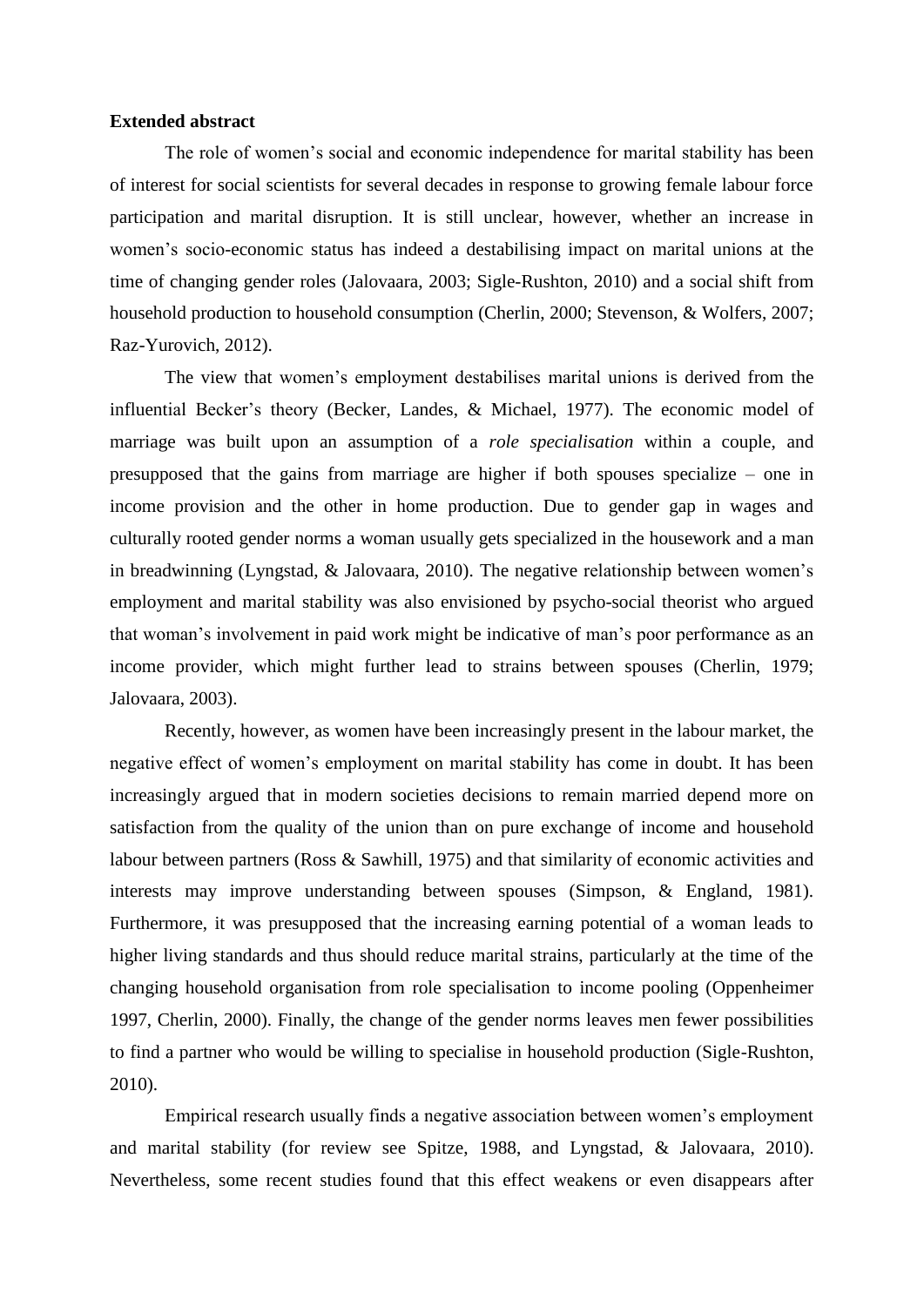**Extended abstract**

The role of women's social and economic independence for marital stability has been of interest for social scientists for several decades in response to growing female labour force participation and marital disruption. It is still unclear, however, whether an increase in women's socio-economic status has indeed a destabilising impact on marital unions at the time of changing gender roles (Jalovaara, 2003; Sigle-Rushton, 2010) and a social shift from household production to household consumption (Cherlin, 2000; Stevenson, & Wolfers, 2007; Raz-Yurovich, 2012).

The view that women's employment destabilises marital unions is derived from the influential Becker's theory (Becker, Landes, & Michael, 1977). The economic model of marriage was built upon an assumption of a *role specialisation* within a couple, and presupposed that the gains from marriage are higher if both spouses specialize – one in income provision and the other in home production. Due to gender gap in wages and culturally rooted gender norms a woman usually gets specialized in the housework and a man in breadwinning (Lyngstad, & Jalovaara, 2010). The negative relationship between women's employment and marital stability was also envisioned by psycho-social theorist who argued that woman's involvement in paid work might be indicative of man's poor performance as an income provider, which might further lead to strains between spouses (Cherlin, 1979; Jalovaara, 2003).

Recently, however, as women have been increasingly present in the labour market, the negative effect of women's employment on marital stability has come in doubt. It has been increasingly argued that in modern societies decisions to remain married depend more on satisfaction from the quality of the union than on pure exchange of income and household labour between partners (Ross & Sawhill, 1975) and that similarity of economic activities and interests may improve understanding between spouses (Simpson, & England, 1981). Furthermore, it was presupposed that the increasing earning potential of a woman leads to higher living standards and thus should reduce marital strains, particularly at the time of the changing household organisation from role specialisation to income pooling (Oppenheimer 1997, Cherlin, 2000). Finally, the change of the gender norms leaves men fewer possibilities to find a partner who would be willing to specialise in household production (Sigle-Rushton, 2010).

Empirical research usually finds a negative association between women's employment and marital stability (for review see Spitze, 1988, and Lyngstad, & Jalovaara, 2010). Nevertheless, some recent studies found that this effect weakens or even disappears after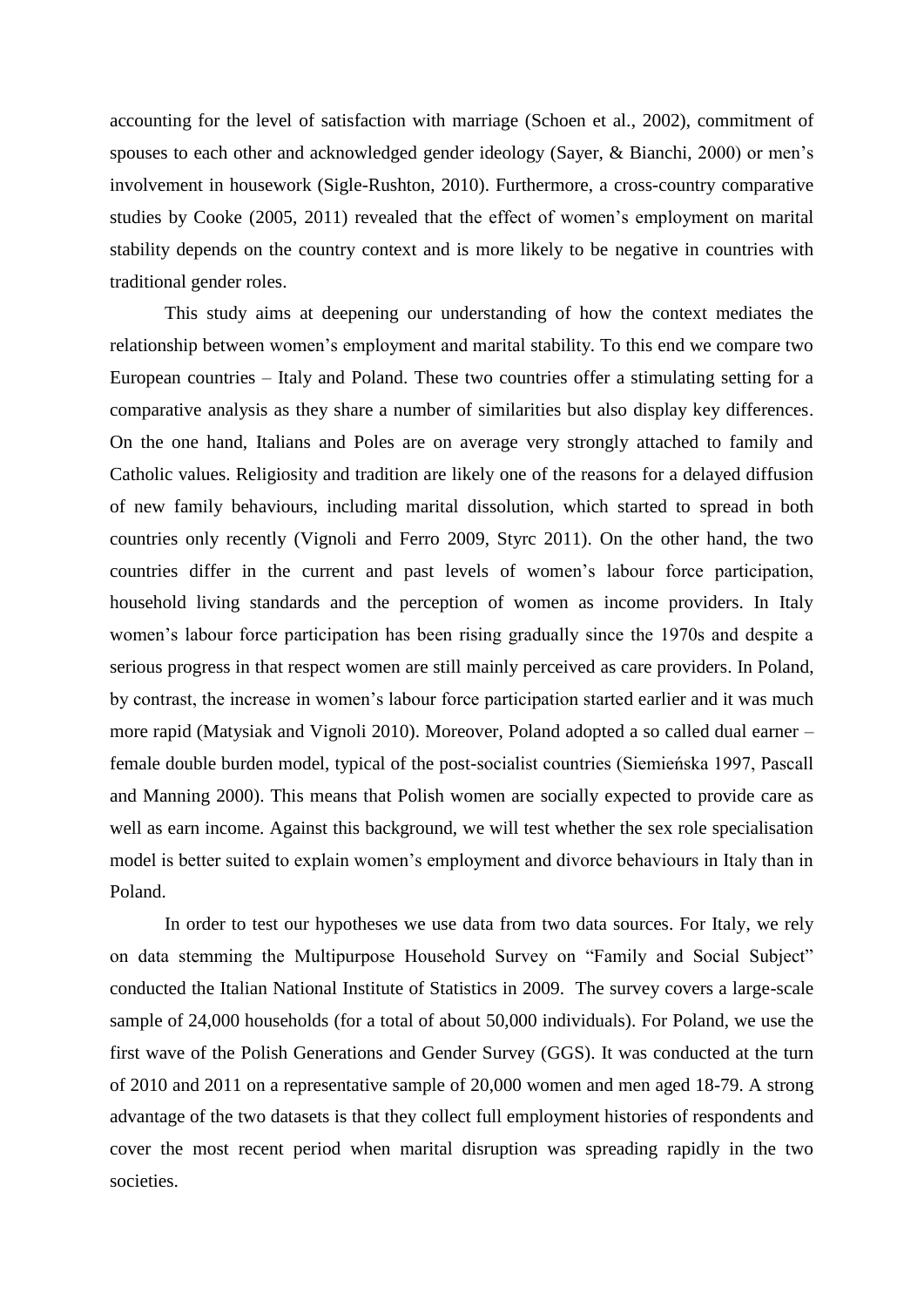accounting for the level of satisfaction with marriage (Schoen et al., 2002), commitment of spouses to each other and acknowledged gender ideology (Sayer, & Bianchi, 2000) or men's involvement in housework (Sigle-Rushton, 2010). Furthermore, a cross-country comparative studies by Cooke (2005, 2011) revealed that the effect of women's employment on marital stability depends on the country context and is more likely to be negative in countries with traditional gender roles.

This study aims at deepening our understanding of how the context mediates the relationship between women's employment and marital stability. To this end we compare two European countries – Italy and Poland. These two countries offer a stimulating setting for a comparative analysis as they share a number of similarities but also display key differences. On the one hand, Italians and Poles are on average very strongly attached to family and Catholic values. Religiosity and tradition are likely one of the reasons for a delayed diffusion of new family behaviours, including marital dissolution, which started to spread in both countries only recently (Vignoli and Ferro 2009, Styrc 2011). On the other hand, the two countries differ in the current and past levels of women's labour force participation, household living standards and the perception of women as income providers. In Italy women's labour force participation has been rising gradually since the 1970s and despite a serious progress in that respect women are still mainly perceived as care providers. In Poland, by contrast, the increase in women's labour force participation started earlier and it was much more rapid (Matysiak and Vignoli 2010). Moreover, Poland adopted a so called dual earner – female double burden model, typical of the post-socialist countries (Siemieńska 1997, Pascall and Manning 2000). This means that Polish women are socially expected to provide care as well as earn income. Against this background, we will test whether the sex role specialisation model is better suited to explain women's employment and divorce behaviours in Italy than in Poland.

In order to test our hypotheses we use data from two data sources. For Italy, we rely on data stemming the Multipurpose Household Survey on "Family and Social Subject" conducted the Italian National Institute of Statistics in 2009. The survey covers a large-scale sample of 24,000 households (for a total of about 50,000 individuals). For Poland, we use the first wave of the Polish Generations and Gender Survey (GGS). It was conducted at the turn of 2010 and 2011 on a representative sample of 20,000 women and men aged 18-79. A strong advantage of the two datasets is that they collect full employment histories of respondents and cover the most recent period when marital disruption was spreading rapidly in the two societies.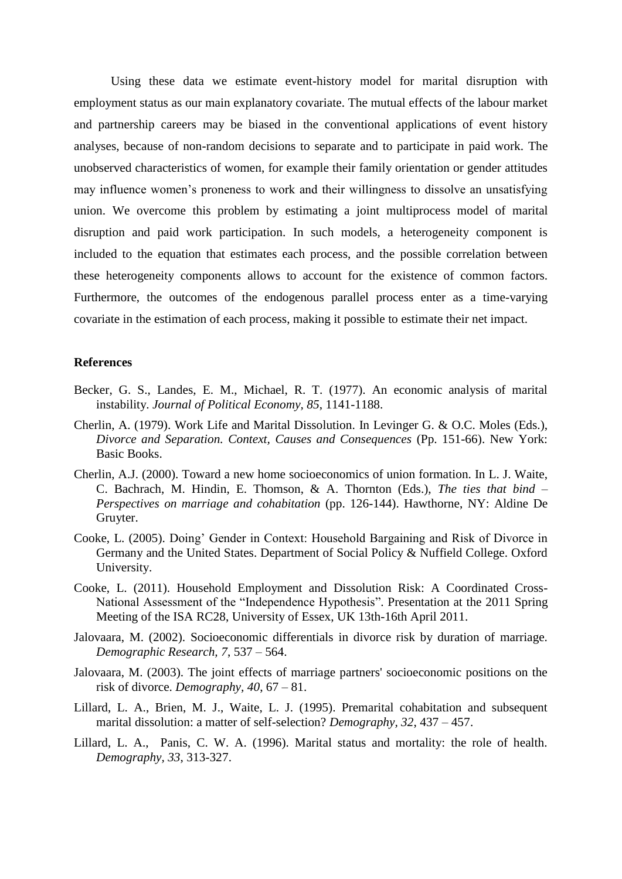Using these data we estimate event-history model for marital disruption with employment status as our main explanatory covariate. The mutual effects of the labour market and partnership careers may be biased in the conventional applications of event history analyses, because of non-random decisions to separate and to participate in paid work. The unobserved characteristics of women, for example their family orientation or gender attitudes may influence women's proneness to work and their willingness to dissolve an unsatisfying union. We overcome this problem by estimating a joint multiprocess model of marital disruption and paid work participation. In such models, a heterogeneity component is included to the equation that estimates each process, and the possible correlation between these heterogeneity components allows to account for the existence of common factors. Furthermore, the outcomes of the endogenous parallel process enter as a time-varying covariate in the estimation of each process, making it possible to estimate their net impact.

**References**

Becker, G. S., Landes, E. M., Michael, R. T. (1977). An economic analysis of marital instability. *Journal of Political Economy, 85*, 1141-1188.

Cherlin, A. (1979). Work Life and Marital Dissolution. In Levinger G. & O.C. Moles (Eds.), *Divorce and Separation. Context, Causes and Consequences* (Pp. 151-66). New York: Basic Books.

Cherlin, A.J. (2000). Toward a new home socioeconomics of union formation. In L. J. Waite, C. Bachrach, M. Hindin, E. Thomson, & A. Thornton (Eds.), *The ties that bind – Perspectives on marriage and cohabitation* (pp. 126-144). Hawthorne, NY: Aldine De Gruyter.

Cooke, L. (2005). Doing' Gender in Context: Household Bargaining and Risk of Divorce in Germany and the United States. Department of Social Policy & Nuffield College. Oxford University.

Cooke, L. (2011). Household Employment and Dissolution Risk: A Coordinated Cross-National Assessment of the "Independence Hypothesis". Presentation at the 2011 Spring Meeting of the ISA RC28, University of Essex, UK 13th-16th April 2011.

Jalovaara, M. (2002). Socioeconomic differentials in divorce risk by duration of marriage. *Demographic Research, 7*, 537 – 564.

Jalovaara, M. (2003). The joint effects of marriage partners' socioeconomic positions on the risk of divorce. *Demography, 40*, 67 – 81.

Lillard, L. A., Brien, M. J., Waite, L. J. (1995). Premarital cohabitation and subsequent marital dissolution: a matter of self-selection? *Demography, 32*, 437 – 457.

Lillard, L. A., Panis, C. W. A. (1996). Marital status and mortality: the role of health. *Demography, 33*, 313-327.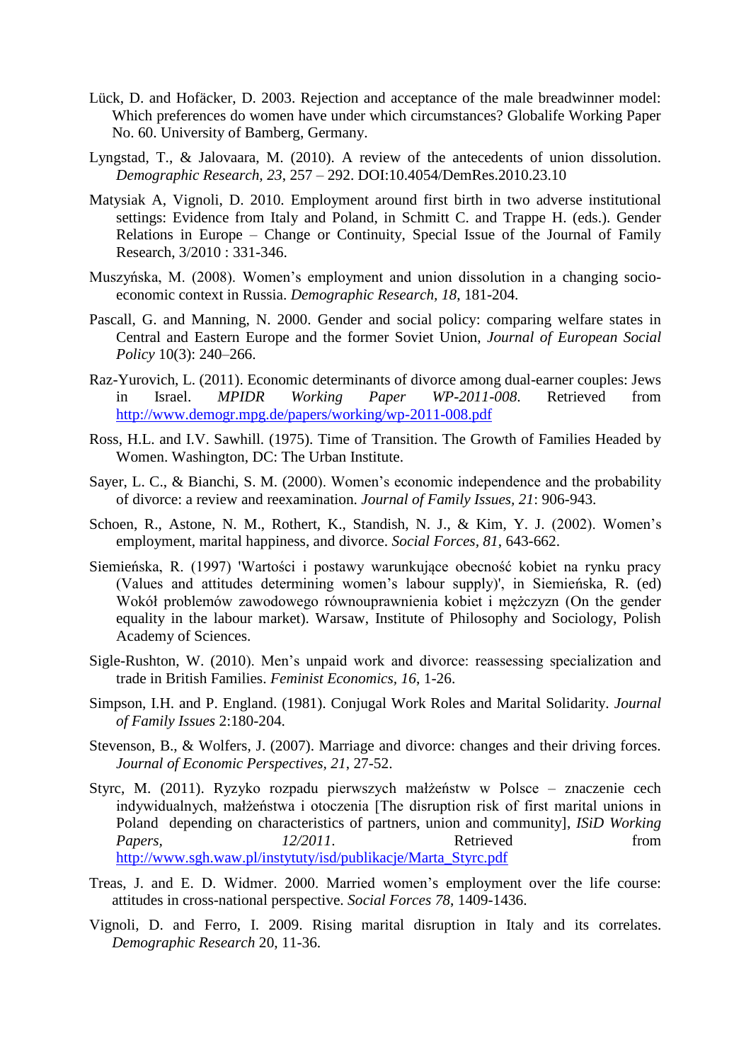Lück, D. and Hofäcker, D. 2003. Rejection and acceptance of the male breadwinner model: Which preferences do women have under which circumstances? Globalife Working Paper No. 60. University of Bamberg, Germany.

Lyngstad, T., & Jalovaara, M. (2010). A review of the antecedents of union dissolution. *Demographic Research, 23*, 257 – 292. DOI:10.4054/DemRes.2010.23.10

Matysiak A, Vignoli, D. 2010. Employment around first birth in two adverse institutional settings: Evidence from Italy and Poland, in Schmitt C. and Trappe H. (eds.). Gender Relations in Europe – Change or Continuity, Special Issue of the Journal of Family Research, 3/2010 : 331-346.

Muszyńska, M. (2008). Women's employment and union dissolution in a changing socio-economic context in Russia. *Demographic Research, 18,* 181-204.

Pascall, G. and Manning, N. 2000. Gender and social policy: comparing welfare states in Central and Eastern Europe and the former Soviet Union, *Journal of European Social Policy* 10(3): 240–266.

Raz-Yurovich, L. (2011). Economic determinants of divorce among dual-earner couples: Jews in Israel. *MPIDR Working Paper WP-2011-008.* Retrieved from http://www.demogr.mpg.de/papers/working/wp-2011-008.pdf

Ross, H.L. and I.V. Sawhill. (1975). Time of Transition. The Growth of Families Headed by Women. Washington, DC: The Urban Institute.

Sayer, L. C., & Bianchi, S. M. (2000). Women's economic independence and the probability of divorce: a review and reexamination. *Journal of Family Issues, 21*: 906-943.

Schoen, R., Astone, N. M., Rothert, K., Standish, N. J., & Kim, Y. J. (2002). Women's employment, marital happiness, and divorce. *Social Forces, 81*, 643-662.

Siemieńska, R. (1997) 'Wartości i postawy warunkujące obecność kobiet na rynku pracy (Values and attitudes determining women's labour supply)', in Siemieńska, R. (ed) Wokół problemów zawodowego równouprawnienia kobiet i mężczyzn (On the gender equality in the labour market). Warsaw, Institute of Philosophy and Sociology, Polish Academy of Sciences.

Sigle-Rushton, W. (2010). Men's unpaid work and divorce: reassessing specialization and trade in British Families. *Feminist Economics*, *16*, 1-26.

Simpson, I.H. and P. England. (1981). Conjugal Work Roles and Marital Solidarity. *Journal of Family Issues* 2:180-204.

Stevenson, B., & Wolfers, J. (2007). Marriage and divorce: changes and their driving forces. *Journal of Economic Perspectives, 21*, 27-52.

Styrc, M. (2011). Ryzyko rozpadu pierwszych małżeństw w Polsce – znaczenie cech indywidualnych, małżeństwa i otoczenia [The disruption risk of first marital unions in Poland depending on characteristics of partners, union and community], *ISiD Working Papers, 12/2011*. Retrieved from http://www.sgh.waw.pl/instytuty/isd/publikacje/Marta_Styrc.pdf

Treas, J. and E. D. Widmer. 2000. Married women's employment over the life course: attitudes in cross-national perspective. *Social Forces 78*, 1409-1436.

Vignoli, D. and Ferro, I. 2009. Rising marital disruption in Italy and its correlates. *Demographic Research* 20, 11-36.